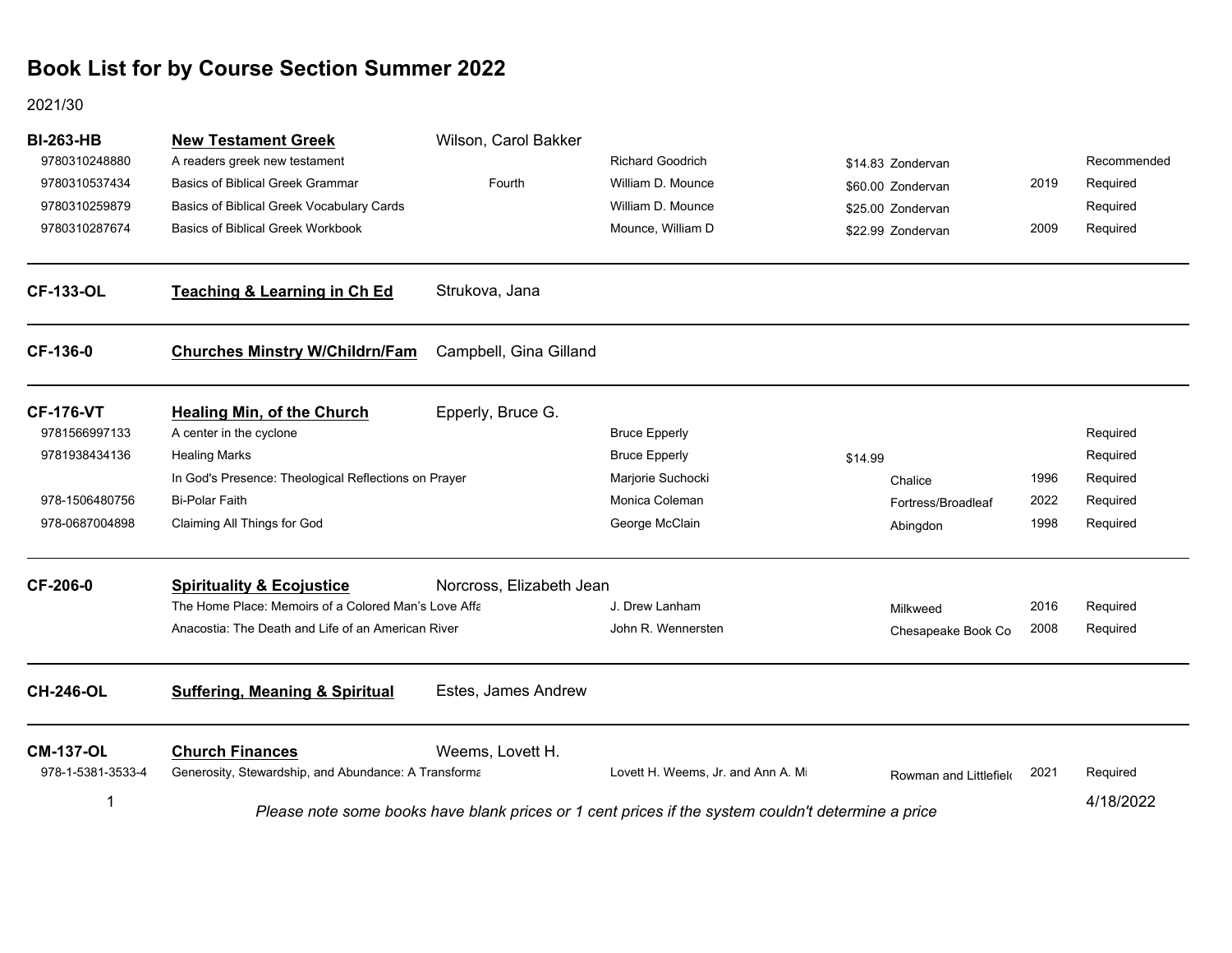# Book List for by Course Section Summer 2022

2021/30

| Course | Title | Instructor / Edition | Author | Price | Publisher | Year | Status |
|---|---|---|---|---|---|---|---|
| **BI-263-HB** | **New Testament Greek** | Wilson, Carol Bakker | | | | | |
| 9780310248880 | A readers greek new testament | | Richard Goodrich | $14.83 | Zondervan | | Recommended |
| 9780310537434 | Basics of Biblical Greek Grammar | Fourth | William D. Mounce | $60.00 | Zondervan | 2019 | Required |
| 9780310259879 | Basics of Biblical Greek Vocabulary Cards | | William D. Mounce | $25.00 | Zondervan | | Required |
| 9780310287674 | Basics of Biblical Greek Workbook | | Mounce, William D | $22.99 | Zondervan | 2009 | Required |
| **CF-133-OL** | **Teaching & Learning in Ch Ed** | Strukova, Jana | | | | | |
| **CF-136-0** | **Churches Minstry W/Childrn/Fam** | Campbell, Gina Gilland | | | | | |
| **CF-176-VT** | **Healing Min, of the Church** | Epperly, Bruce G. | | | | | |
| 9781566997133 | A center in the cyclone | | Bruce Epperly | | | | Required |
| 9781938434136 | Healing Marks | | Bruce Epperly | $14.99 | | | Required |
| | In God's Presence: Theological Reflections on Prayer | | Marjorie Suchocki | | Chalice | 1996 | Required |
| 978-1506480756 | Bi-Polar Faith | | Monica Coleman | | Fortress/Broadleaf | 2022 | Required |
| 978-0687004898 | Claiming All Things for God | | George McClain | | Abingdon | 1998 | Required |
| **CF-206-0** | **Spirituality & Ecojustice** | Norcross, Elizabeth Jean | | | | | |
| | The Home Place: Memoirs of a Colored Man's Love Affa | | J. Drew Lanham | | Milkweed | 2016 | Required |
| | Anacostia: The Death and Life of an American River | | John R. Wennersten | | Chesapeake Book Co | 2008 | Required |
| **CH-246-OL** | **Suffering, Meaning & Spiritual** | Estes, James Andrew | | | | | |
| **CM-137-OL** | **Church Finances** | Weems, Lovett H. | | | | | |
| 978-1-5381-3533-4 | Generosity, Stewardship, and Abundance: A Transforma | | Lovett H. Weems, Jr. and Ann A. Mi | | Rowman and Littlefiel | 2021 | Required |

*Please note some books have blank prices or 1 cent prices if the system couldn't determine a price*

4/18/2022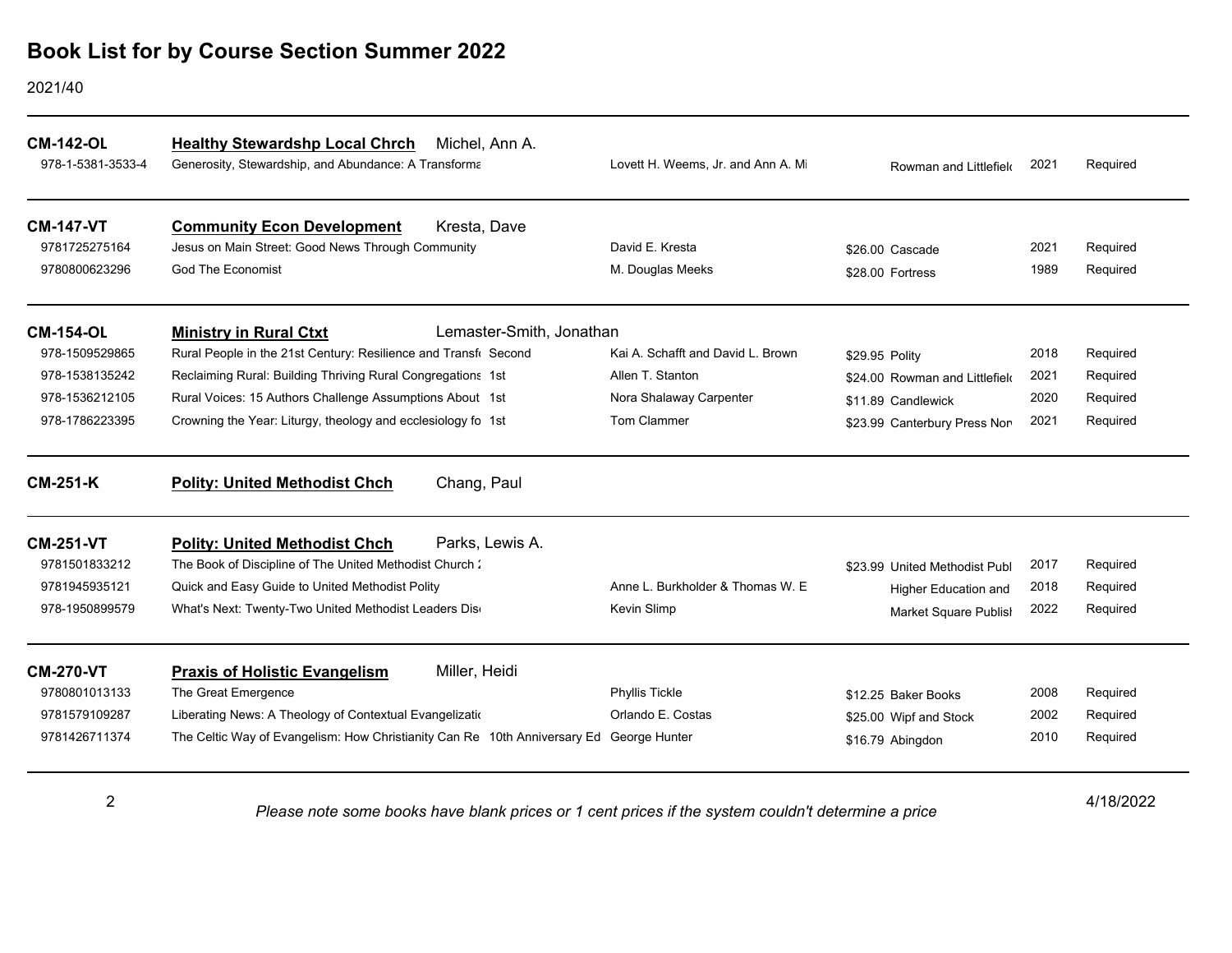# Book List for by Course Section Summer 2022

2021/40

**CM-142-OL** — **Healthy Stewardshp Local Chrch** — Michel, Ann A.

| ISBN | Title | Edition | Author | Price | Publisher | Year | Status |
|---|---|---|---|---|---|---|---|
| 978-1-5381-3533-4 | Generosity, Stewardship, and Abundance: A Transforma | | Lovett H. Weems, Jr. and Ann A. Mi | | Rowman and Littlefiel | 2021 | Required |

**CM-147-VT** — **Community Econ Development** — Kresta, Dave

| ISBN | Title | Edition | Author | Price | Publisher | Year | Status |
|---|---|---|---|---|---|---|---|
| 9781725275164 | Jesus on Main Street: Good News Through Community | | David E. Kresta | $26.00 | Cascade | 2021 | Required |
| 9780800623296 | God The Economist | | M. Douglas Meeks | $28.00 | Fortress | 1989 | Required |

**CM-154-OL** — **Ministry in Rural Ctxt** — Lemaster-Smith, Jonathan

| ISBN | Title | Edition | Author | Price | Publisher | Year | Status |
|---|---|---|---|---|---|---|---|
| 978-1509529865 | Rural People in the 21st Century: Resilience and Transf | Second | Kai A. Schafft and David L. Brown | $29.95 | Polity | 2018 | Required |
| 978-1538135242 | Reclaiming Rural: Building Thriving Rural Congregations | 1st | Allen T. Stanton | $24.00 | Rowman and Littlefiel | 2021 | Required |
| 978-1536212105 | Rural Voices: 15 Authors Challenge Assumptions About | 1st | Nora Shalaway Carpenter | $11.89 | Candlewick | 2020 | Required |
| 978-1786223395 | Crowning the Year: Liturgy, theology and ecclesiology fo | 1st | Tom Clammer | $23.99 | Canterbury Press Nor | 2021 | Required |

**CM-251-K** — **Polity: United Methodist Chch** — Chang, Paul

**CM-251-VT** — **Polity: United Methodist Chch** — Parks, Lewis A.

| ISBN | Title | Edition | Author | Price | Publisher | Year | Status |
|---|---|---|---|---|---|---|---|
| 9781501833212 | The Book of Discipline of The United Methodist Church 2 | | | $23.99 | United Methodist Publ | 2017 | Required |
| 9781945935121 | Quick and Easy Guide to United Methodist Polity | | Anne L. Burkholder & Thomas W. E | | Higher Education and | 2018 | Required |
| 978-1950899579 | What's Next: Twenty-Two United Methodist Leaders Dis | | Kevin Slimp | | Market Square Publisl | 2022 | Required |

**CM-270-VT** — **Praxis of Holistic Evangelism** — Miller, Heidi

| ISBN | Title | Edition | Author | Price | Publisher | Year | Status |
|---|---|---|---|---|---|---|---|
| 9780801013133 | The Great Emergence | | Phyllis Tickle | $12.25 | Baker Books | 2008 | Required |
| 9781579109287 | Liberating News: A Theology of Contextual Evangelizati | | Orlando E. Costas | $25.00 | Wipf and Stock | 2002 | Required |
| 9781426711374 | The Celtic Way of Evangelism: How Christianity Can Re | 10th Anniversary Ed | George Hunter | $16.79 | Abingdon | 2010 | Required |

*Please note some books have blank prices or 1 cent prices if the system couldn't determine a price*

4/18/2022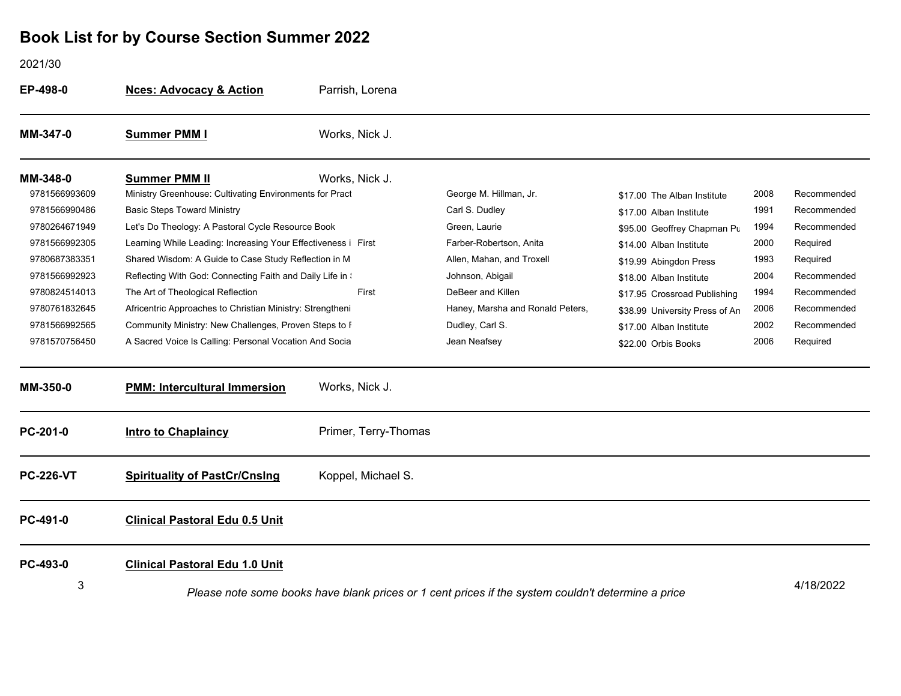# Book List for by Course Section Summer 2022

2021/30

**EP-498-0** **Nces: Advocacy & Action** Parrish, Lorena

---

**MM-347-0** **Summer PMM I** Works, Nick J.

---

**MM-348-0** **Summer PMM II** Works, Nick J.

| ISBN | Title | Edition | Author | Price | Publisher | Year | Status |
|---|---|---|---|---|---|---|---|
| 9781566993609 | Ministry Greenhouse: Cultivating Environments for Pract | | George M. Hillman, Jr. | $17.00 | The Alban Institute | 2008 | Recommended |
| 9781566990486 | Basic Steps Toward Ministry | | Carl S. Dudley | $17.00 | Alban Institute | 1991 | Recommended |
| 9780264671949 | Let's Do Theology: A Pastoral Cycle Resource Book | | Green, Laurie | $95.00 | Geoffrey Chapman Pu | 1994 | Recommended |
| 9781566992305 | Learning While Leading: Increasing Your Effectiveness i | First | Farber-Robertson, Anita | $14.00 | Alban Institute | 2000 | Required |
| 9780687383351 | Shared Wisdom: A Guide to Case Study Reflection in M | | Allen, Mahan, and Troxell | $19.99 | Abingdon Press | 1993 | Required |
| 9781566992923 | Reflecting With God: Connecting Faith and Daily Life in ! | | Johnson, Abigail | $18.00 | Alban Institute | 2004 | Recommended |
| 9780824514013 | The Art of Theological Reflection | First | DeBeer and Killen | $17.95 | Crossroad Publishing | 1994 | Recommended |
| 9780761832645 | Africentric Approaches to Christian Ministry: Strengtheni | | Haney, Marsha and Ronald Peters, | $38.99 | University Press of An | 2006 | Recommended |
| 9781566992565 | Community Ministry: New Challenges, Proven Steps to F | | Dudley, Carl S. | $17.00 | Alban Institute | 2002 | Recommended |
| 9781570756450 | A Sacred Voice Is Calling: Personal Vocation And Socia | | Jean Neafsey | $22.00 | Orbis Books | 2006 | Required |

---

**MM-350-0** **PMM: Intercultural Immersion** Works, Nick J.

---

**PC-201-0** **Intro to Chaplaincy** Primer, Terry-Thomas

---

**PC-226-VT** **Spirituality of PastCr/Cnslng** Koppel, Michael S.

---

**PC-491-0** **Clinical Pastoral Edu 0.5 Unit**

---

**PC-493-0** **Clinical Pastoral Edu 1.0 Unit**

*Please note some books have blank prices or 1 cent prices if the system couldn't determine a price*

4/18/2022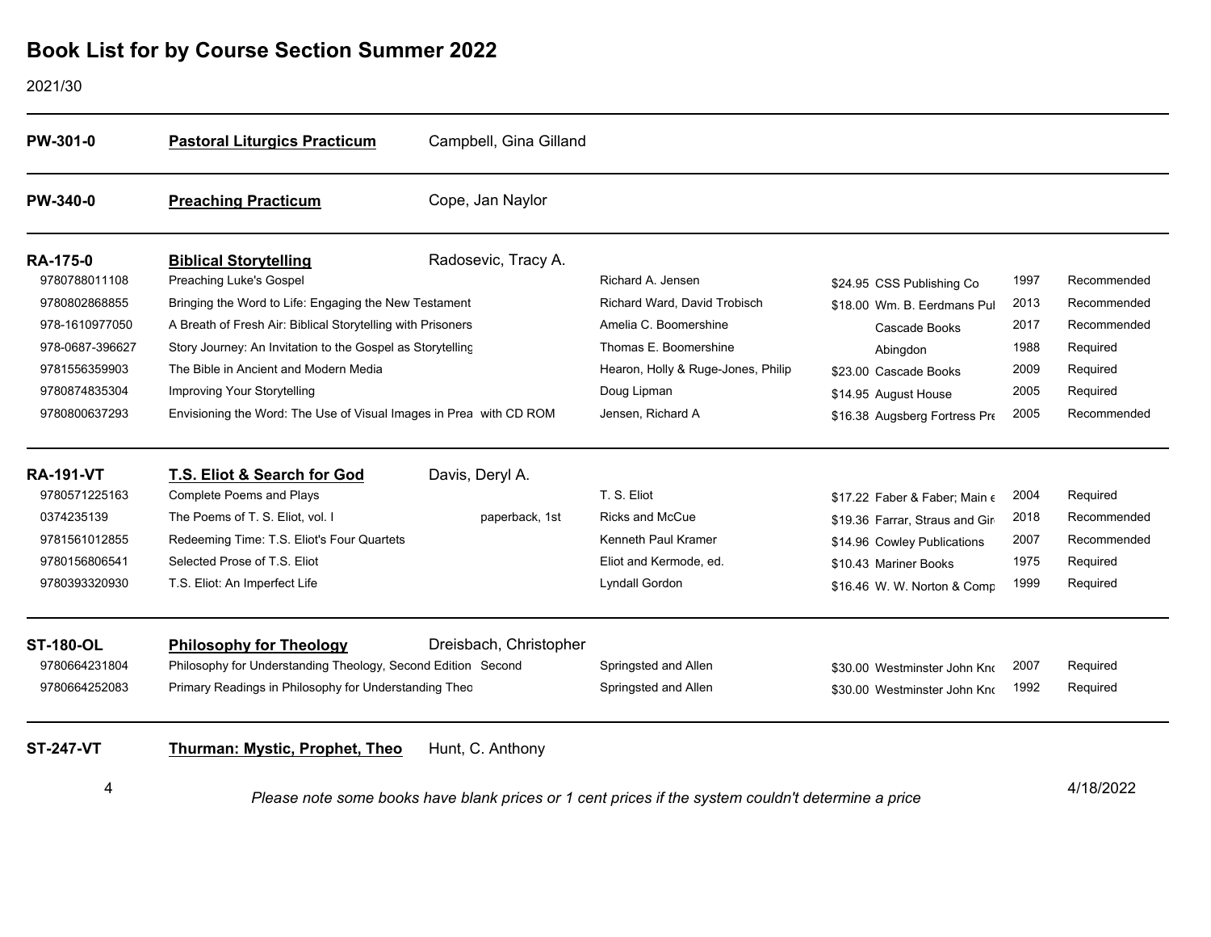# Book List for by Course Section Summer 2022

2021/30

| Course | Title | Instructor | | | | | |
|---|---|---|---|---|---|---|---|
| **PW-301-0** | **Pastoral Liturgics Practicum** | Campbell, Gina Gilland | | | | | |
| **PW-340-0** | **Preaching Practicum** | Cope, Jan Naylor | | | | | |
| **RA-175-0** | **Biblical Storytelling** | Radosevic, Tracy A. | | | | | |
| 9780788011108 | Preaching Luke's Gospel | | Richard A. Jensen | $24.95 | CSS Publishing Co | 1997 | Recommended |
| 9780802868855 | Bringing the Word to Life: Engaging the New Testament | | Richard Ward, David Trobisch | $18.00 | Wm. B. Eerdmans Pul | 2013 | Recommended |
| 978-1610977050 | A Breath of Fresh Air: Biblical Storytelling with Prisoners | | Amelia C. Boomershine | | Cascade Books | 2017 | Recommended |
| 978-0687-396627 | Story Journey: An Invitation to the Gospel as Storytelling | | Thomas E. Boomershine | | Abingdon | 1988 | Required |
| 9781556359903 | The Bible in Ancient and Modern Media | | Hearon, Holly & Ruge-Jones, Philip | $23.00 | Cascade Books | 2009 | Required |
| 9780874835304 | Improving Your Storytelling | | Doug Lipman | $14.95 | August House | 2005 | Required |
| 9780800637293 | Envisioning the Word: The Use of Visual Images in Prea | with CD ROM | Jensen, Richard A | $16.38 | Augsberg Fortress Pre | 2005 | Recommended |
| **RA-191-VT** | **T.S. Eliot & Search for God** | Davis, Deryl A. | | | | | |
| 9780571225163 | Complete Poems and Plays | | T. S. Eliot | $17.22 | Faber & Faber; Main e | 2004 | Required |
| 0374235139 | The Poems of T. S. Eliot, vol. I | paperback, 1st | Ricks and McCue | $19.36 | Farrar, Straus and Gir | 2018 | Recommended |
| 9781561012855 | Redeeming Time: T.S. Eliot's Four Quartets | | Kenneth Paul Kramer | $14.96 | Cowley Publications | 2007 | Recommended |
| 9780156806541 | Selected Prose of T.S. Eliot | | Eliot and Kermode, ed. | $10.43 | Mariner Books | 1975 | Required |
| 9780393320930 | T.S. Eliot: An Imperfect Life | | Lyndall Gordon | $16.46 | W. W. Norton & Comp | 1999 | Required |
| **ST-180-OL** | **Philosophy for Theology** | Dreisbach, Christopher | | | | | |
| 9780664231804 | Philosophy for Understanding Theology, Second Edition | Second | Springsted and Allen | $30.00 | Westminster John Knc | 2007 | Required |
| 9780664252083 | Primary Readings in Philosophy for Understanding Theo | | Springsted and Allen | $30.00 | Westminster John Knc | 1992 | Required |
| **ST-247-VT** | **Thurman: Mystic, Prophet, Theo** | Hunt, C. Anthony | | | | | |

*Please note some books have blank prices or 1 cent prices if the system couldn't determine a price*

4/18/2022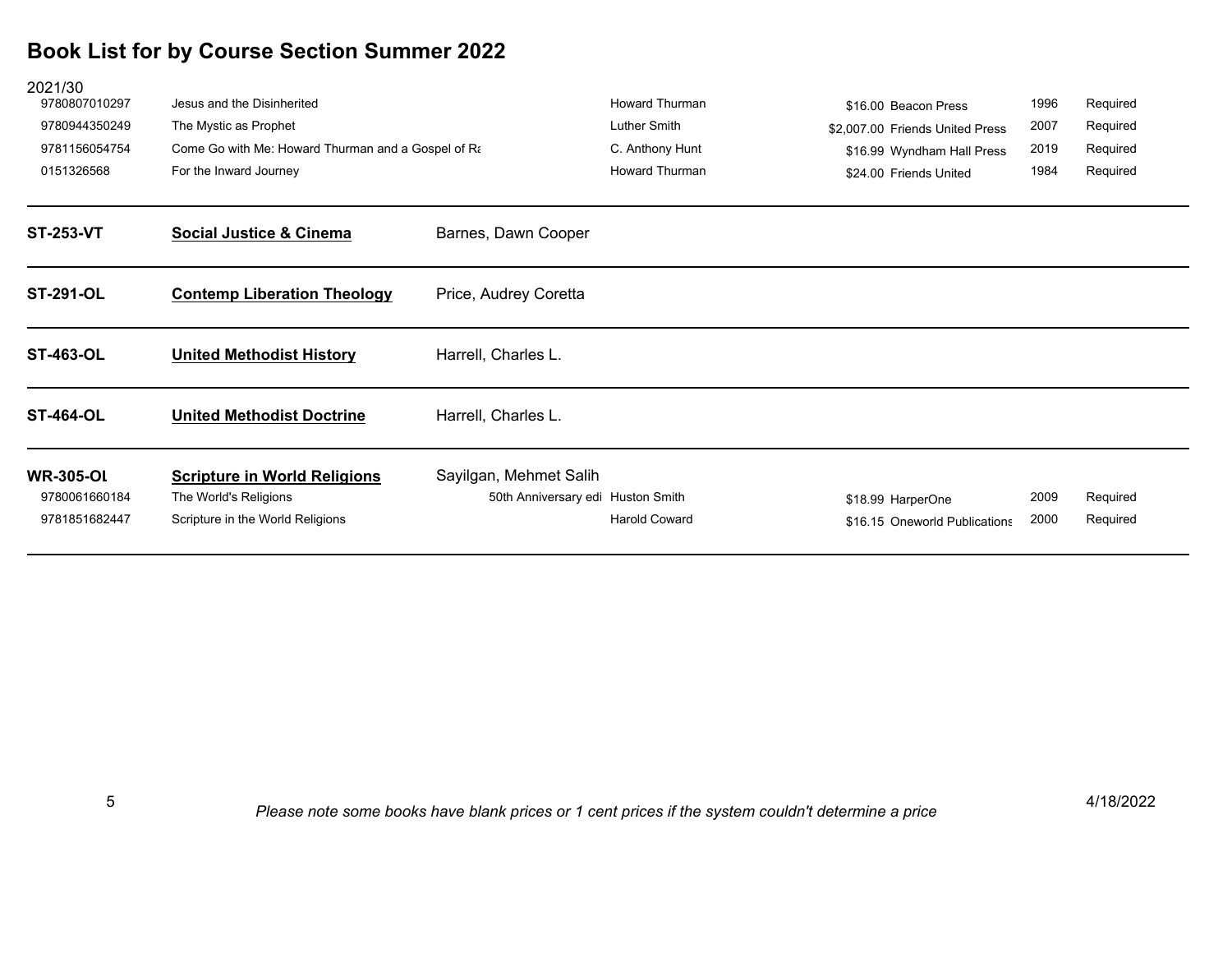## Book List for by Course Section Summer 2022

2021/30

| | | | | | | | |
|---|---|---|---|---|---|---|---|
| 9780807010297 | Jesus and the Disinherited | | Howard Thurman | $16.00 | Beacon Press | 1996 | Required |
| 9780944350249 | The Mystic as Prophet | | Luther Smith | $2,007.00 | Friends United Press | 2007 | Required |
| 9781156054754 | Come Go with Me: Howard Thurman and a Gospel of Ra | | C. Anthony Hunt | $16.99 | Wyndham Hall Press | 2019 | Required |
| 0151326568 | For the Inward Journey | | Howard Thurman | $24.00 | Friends United | 1984 | Required |

---

**ST-253-VT** **Social Justice & Cinema** Barnes, Dawn Cooper

---

**ST-291-OL** **Contemp Liberation Theology** Price, Audrey Coretta

---

**ST-463-OL** **United Methodist History** Harrell, Charles L.

---

**ST-464-OL** **United Methodist Doctrine** Harrell, Charles L.

---

**WR-305-OL** **Scripture in World Religions** Sayilgan, Mehmet Salih

| | | | | | | | |
|---|---|---|---|---|---|---|---|
| 9780061660184 | The World's Religions | 50th Anniversary edi | Huston Smith | $18.99 | HarperOne | 2009 | Required |
| 9781851682447 | Scripture in the World Religions | | Harold Coward | $16.15 | Oneworld Publications | 2000 | Required |

---

*Please note some books have blank prices or 1 cent prices if the system couldn't determine a price*

4/18/2022